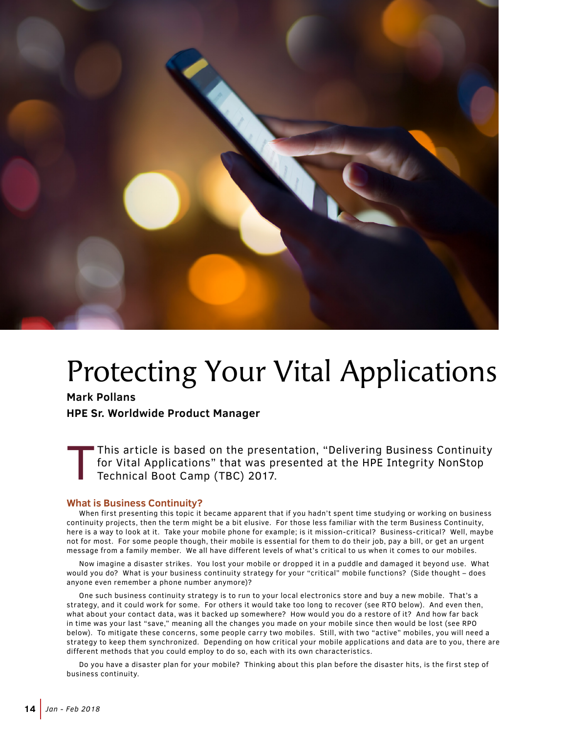# Protecting Your Vital Applications

**Mark Pollans**

**HPE Sr. Worldwide Product Manager**

This article is based on the presentation, "Delivering Business Continuity for Vital Applications" that was presented at the HPE Integrity NonStop Technical Boot Camp (TBC) 2017.

## What is Business Continuity?

When first presenting this topic it became apparent that if you hadn't spent time studying or working on business continuity projects, then the term might be a bit elusive. For those less familiar with the term Business Continuity, here is a way to look at it. Take your mobile phone for example; is it mission-critical? Business-critical? Well, maybe not for most. For some people though, their mobile is essential for them to do their job, pay a bill, or get an urgent message from a family member. We all have different levels of what's critical to us when it comes to our mobiles.

Now imagine a disaster strikes. You lost your mobile or dropped it in a puddle and damaged it beyond use. What would you do? What is your business continuity strategy for your "critical" mobile functions? (Side thought – does anyone even remember a phone number anymore)?

One such business continuity strategy is to run to your local electronics store and buy a new mobile. That's a strategy, and it could work for some. For others it would take too long to recover (see RTO below). And even then, what about your contact data, was it backed up somewhere? How would you do a restore of it? And how far back in time was your last "save," meaning all the changes you made on your mobile since then would be lost (see RPO below). To mitigate these concerns, some people carry two mobiles. Still, with two "active" mobiles, you will need a strategy to keep them synchronized. Depending on how critical your mobile applications and data are to you, there are different methods that you could employ to do so, each with its own characteristics.

Do you have a disaster plan for your mobile? Thinking about this plan before the disaster hits, is the first step of business continuity.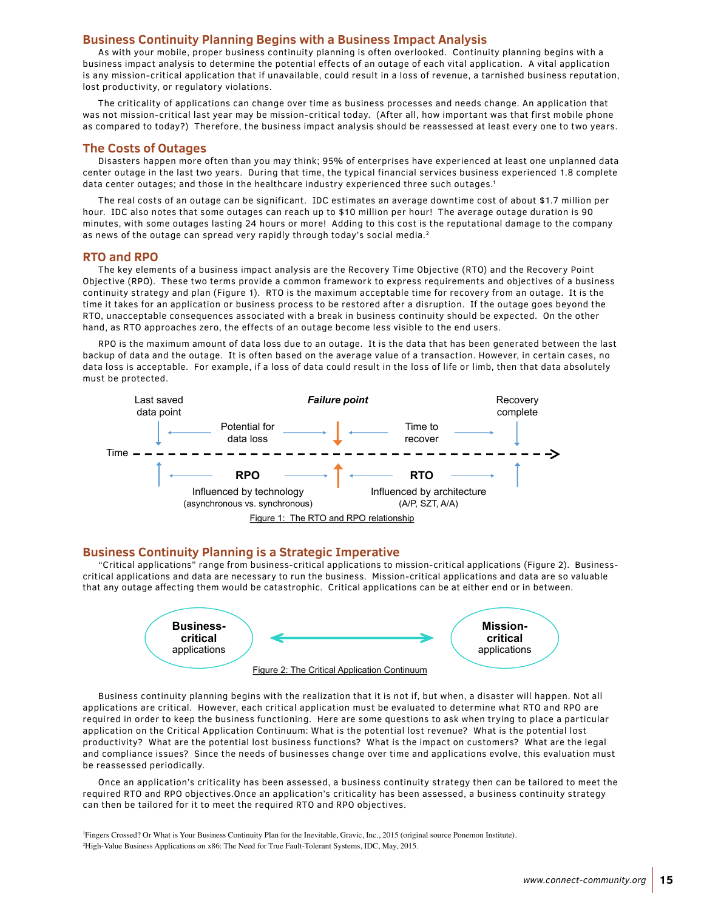## Business Continuity Planning Begins with a Business Impact Analysis

As with your mobile, proper business continuity planning is often overlooked. Continuity planning begins with a business impact analysis to determine the potential effects of an outage of each vital application. A vital application is any mission-critical application that if unavailable, could result in a loss of revenue, a tarnished business reputation, lost productivity, or regulatory violations.

The criticality of applications can change over time as business processes and needs change. An application that was not mission-critical last year may be mission-critical today. (After all, how important was that first mobile phone as compared to today?) Therefore, the business impact analysis should be reassessed at least every one to two years.

## The Costs of Outages

Disasters happen more often than you may think; 95% of enterprises have experienced at least one unplanned data center outage in the last two years. During that time, the typical financial services business experienced 1.8 complete data center outages; and those in the healthcare industry experienced three such outages.[1]

The real costs of an outage can be significant. IDC estimates an average downtime cost of about $1.7 million per hour. IDC also notes that some outages can reach up to $10 million per hour! The average outage duration is 90 minutes, with some outages lasting 24 hours or more! Adding to this cost is the reputational damage to the company as news of the outage can spread very rapidly through today's social media.[2]

## RTO and RPO

The key elements of a business impact analysis are the Recovery Time Objective (RTO) and the Recovery Point Objective (RPO). These two terms provide a common framework to express requirements and objectives of a business continuity strategy and plan (Figure 1). RTO is the maximum acceptable time for recovery from an outage. It is the time it takes for an application or business process to be restored after a disruption. If the outage goes beyond the RTO, unacceptable consequences associated with a break in business continuity should be expected. On the other hand, as RTO approaches zero, the effects of an outage become less visible to the end users.

RPO is the maximum amount of data loss due to an outage. It is the data that has been generated between the last backup of data and the outage. It is often based on the average value of a transaction. However, in certain cases, no data loss is acceptable. For example, if a loss of data could result in the loss of life or limb, then that data absolutely must be protected.

Last saved data point | Potential for data loss | ***Failure point*** | Time to recover | Recovery complete

Time

**RPO** — Influenced by technology (asynchronous vs. synchronous)

**RTO** — Influenced by architecture (A/P, SZT, A/A)

Figure 1: The RTO and RPO relationship

## Business Continuity Planning is a Strategic Imperative

"Critical applications" range from business-critical applications to mission-critical applications (Figure 2). Business-critical applications and data are necessary to run the business. Mission-critical applications and data are so valuable that any outage affecting them would be catastrophic. Critical applications can be at either end or in between.

**Business-critical** applications ⟷ **Mission-critical** applications

Figure 2: The Critical Application Continuum

Business continuity planning begins with the realization that it is not if, but when, a disaster will happen. Not all applications are critical. However, each critical application must be evaluated to determine what RTO and RPO are required in order to keep the business functioning. Here are some questions to ask when trying to place a particular application on the Critical Application Continuum: What is the potential lost revenue? What is the potential lost productivity? What are the potential lost business functions? What is the impact on customers? What are the legal and compliance issues? Since the needs of businesses change over time and applications evolve, this evaluation must be reassessed periodically.

Once an application's criticality has been assessed, a business continuity strategy then can be tailored to meet the required RTO and RPO objectives.Once an application's criticality has been assessed, a business continuity strategy can then be tailored for it to meet the required RTO and RPO objectives.

[1]Fingers Crossed? Or What is Your Business Continuity Plan for the Inevitable, Gravic, Inc., 2015 (original source Ponemon Institute).
[2]High-Value Business Applications on x86: The Need for True Fault-Tolerant Systems, IDC, May, 2015.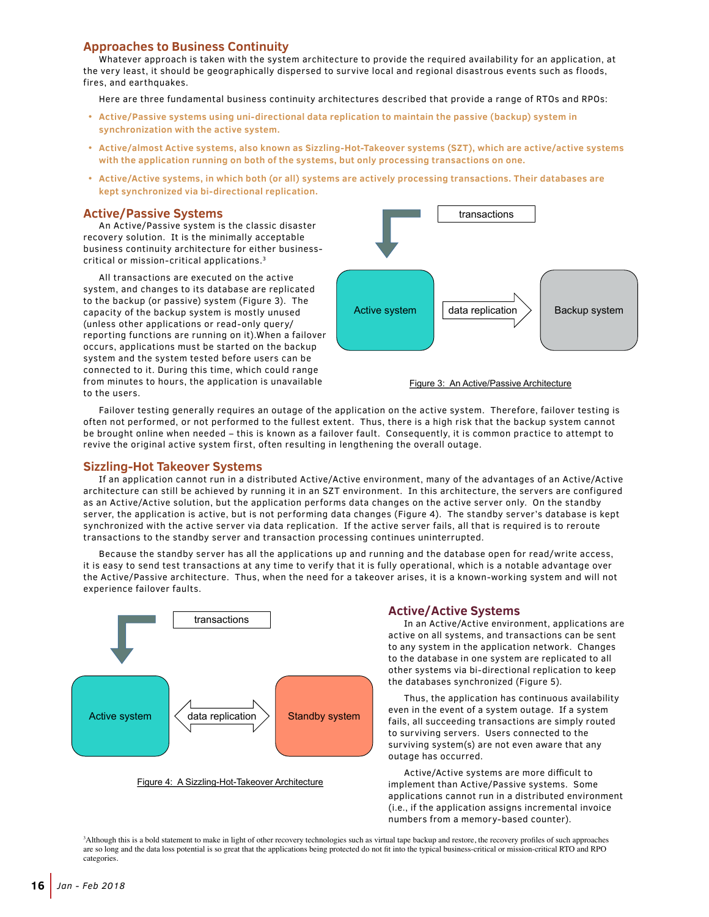## Approaches to Business Continuity

Whatever approach is taken with the system architecture to provide the required availability for an application, at the very least, it should be geographically dispersed to survive local and regional disastrous events such as floods, fires, and earthquakes.

Here are three fundamental business continuity architectures described that provide a range of RTOs and RPOs:

- **Active/Passive systems using uni-directional data replication to maintain the passive (backup) system in synchronization with the active system.**
- **Active/almost Active systems, also known as Sizzling-Hot-Takeover systems (SZT), which are active/active systems with the application running on both of the systems, but only processing transactions on one.**
- **Active/Active systems, in which both (or all) systems are actively processing transactions. Their databases are kept synchronized via bi-directional replication.**

## Active/Passive Systems

An Active/Passive system is the classic disaster recovery solution. It is the minimally acceptable business continuity architecture for either business-critical or mission-critical applications.[3]

All transactions are executed on the active system, and changes to its database are replicated to the backup (or passive) system (Figure 3). The capacity of the backup system is mostly unused (unless other applications or read-only query/reporting functions are running on it).When a failover occurs, applications must be started on the backup system and the system tested before users can be connected to it. During this time, which could range from minutes to hours, the application is unavailable to the users.

transactions

Active system — data replication → Backup system

Figure 3: An Active/Passive Architecture

Failover testing generally requires an outage of the application on the active system. Therefore, failover testing is often not performed, or not performed to the fullest extent. Thus, there is a high risk that the backup system cannot be brought online when needed – this is known as a failover fault. Consequently, it is common practice to attempt to revive the original active system first, often resulting in lengthening the overall outage.

## Sizzling-Hot Takeover Systems

If an application cannot run in a distributed Active/Active environment, many of the advantages of an Active/Active architecture can still be achieved by running it in an SZT environment. In this architecture, the servers are configured as an Active/Active solution, but the application performs data changes on the active server only. On the standby server, the application is active, but is not performing data changes (Figure 4). The standby server's database is kept synchronized with the active server via data replication. If the active server fails, all that is required is to reroute transactions to the standby server and transaction processing continues uninterrupted.

Because the standby server has all the applications up and running and the database open for read/write access, it is easy to send test transactions at any time to verify that it is fully operational, which is a notable advantage over the Active/Passive architecture. Thus, when the need for a takeover arises, it is a known-working system and will not experience failover faults.

transactions

Active system ↔ data replication ↔ Standby system

Figure 4: A Sizzling-Hot-Takeover Architecture

## Active/Active Systems

In an Active/Active environment, applications are active on all systems, and transactions can be sent to any system in the application network. Changes to the database in one system are replicated to all other systems via bi-directional replication to keep the databases synchronized (Figure 5).

Thus, the application has continuous availability even in the event of a system outage. If a system fails, all succeeding transactions are simply routed to surviving servers. Users connected to the surviving system(s) are not even aware that any outage has occurred.

Active/Active systems are more difficult to implement than Active/Passive systems. Some applications cannot run in a distributed environment (i.e., if the application assigns incremental invoice numbers from a memory-based counter).

[3] Although this is a bold statement to make in light of other recovery technologies such as virtual tape backup and restore, the recovery profiles of such approaches are so long and the data loss potential is so great that the applications being protected do not fit into the typical business-critical or mission-critical RTO and RPO categories.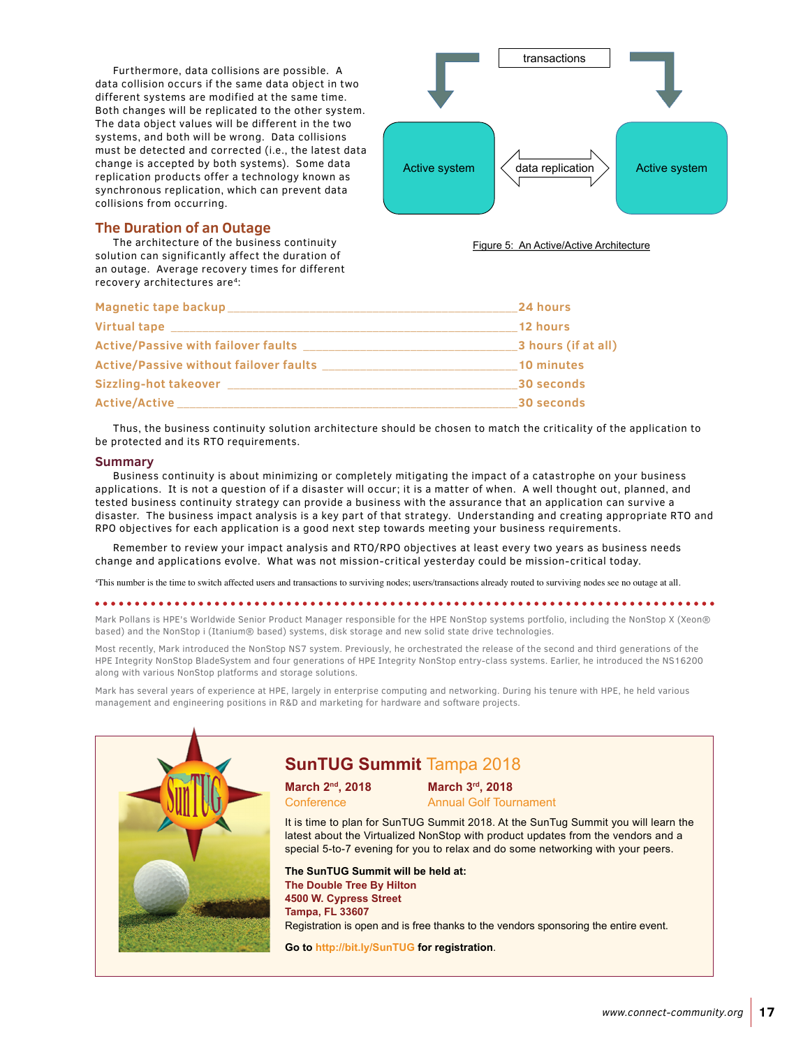Furthermore, data collisions are possible. A data collision occurs if the same data object in two different systems are modified at the same time. Both changes will be replicated to the other system. The data object values will be different in the two systems, and both will be wrong. Data collisions must be detected and corrected (i.e., the latest data change is accepted by both systems). Some data replication products offer a technology known as synchronous replication, which can prevent data collisions from occurring.

transactions

Active system

data replication

Active system

Figure 5: An Active/Active Architecture

## The Duration of an Outage

The architecture of the business continuity solution can significantly affect the duration of an outage. Average recovery times for different recovery architectures are[4]:

| | |
|---|---|
| Magnetic tape backup | 24 hours |
| Virtual tape | 12 hours |
| Active/Passive with failover faults | 3 hours (if at all) |
| Active/Passive without failover faults | 10 minutes |
| Sizzling-hot takeover | 30 seconds |
| Active/Active | 30 seconds |

Thus, the business continuity solution architecture should be chosen to match the criticality of the application to be protected and its RTO requirements.

## Summary

Business continuity is about minimizing or completely mitigating the impact of a catastrophe on your business applications. It is not a question of if a disaster will occur; it is a matter of when. A well thought out, planned, and tested business continuity strategy can provide a business with the assurance that an application can survive a disaster. The business impact analysis is a key part of that strategy. Understanding and creating appropriate RTO and RPO objectives for each application is a good next step towards meeting your business requirements.

Remember to review your impact analysis and RTO/RPO objectives at least every two years as business needs change and applications evolve. What was not mission-critical yesterday could be mission-critical today.

[4]This number is the time to switch affected users and transactions to surviving nodes; users/transactions already routed to surviving nodes see no outage at all.

---

Mark Pollans is HPE's Worldwide Senior Product Manager responsible for the HPE NonStop systems portfolio, including the NonStop X (Xeon® based) and the NonStop i (Itanium® based) systems, disk storage and new solid state drive technologies.

Most recently, Mark introduced the NonStop NS7 system. Previously, he orchestrated the release of the second and third generations of the HPE Integrity NonStop BladeSystem and four generations of HPE Integrity NonStop entry-class systems. Earlier, he introduced the NS16200 along with various NonStop platforms and storage solutions.

Mark has several years of experience at HPE, largely in enterprise computing and networking. During his tenure with HPE, he held various management and engineering positions in R&D and marketing for hardware and software projects.

## SunTUG Summit Tampa 2018

**March 2nd, 2018**
Conference

**March 3rd, 2018**
Annual Golf Tournament

It is time to plan for SunTUG Summit 2018. At the SunTug Summit you will learn the latest about the Virtualized NonStop with product updates from the vendors and a special 5-to-7 evening for you to relax and do some networking with your peers.

**The SunTUG Summit will be held at:**
**The Double Tree By Hilton**
**4500 W. Cypress Street**
**Tampa, FL 33607**
Registration is open and is free thanks to the vendors sponsoring the entire event.

**Go to** http://bit.ly/SunTUG **for registration**.